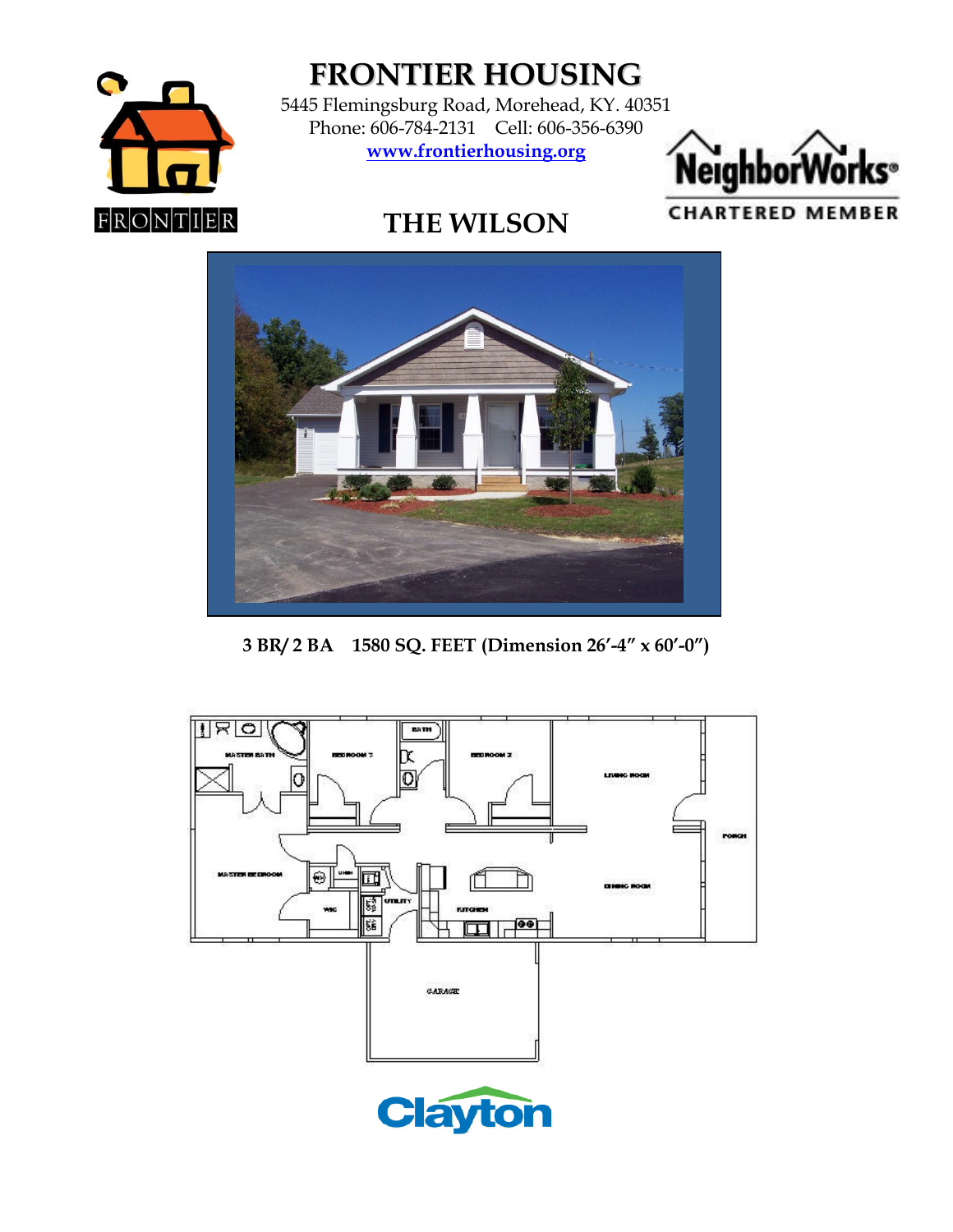# FRONTIER HOUSING

5445 Flemingsburg Road, Morehead, KY. 40351

Phone: 606-784-2131 Cell: 606-356-6390

www.frontierhousing.org

## THE WILSON

**3 BR/ 2 BA 1580 SQ. FEET (Dimension 26'-4" x 60'-0")**

MASTER BATH

BEDROOM 3

BATH

BEDROOM 2

LIVING ROOM

PORCH

MASTER BEDROOM

WIC

UTILITY

KITCHEN

DINING ROOM

GARAGE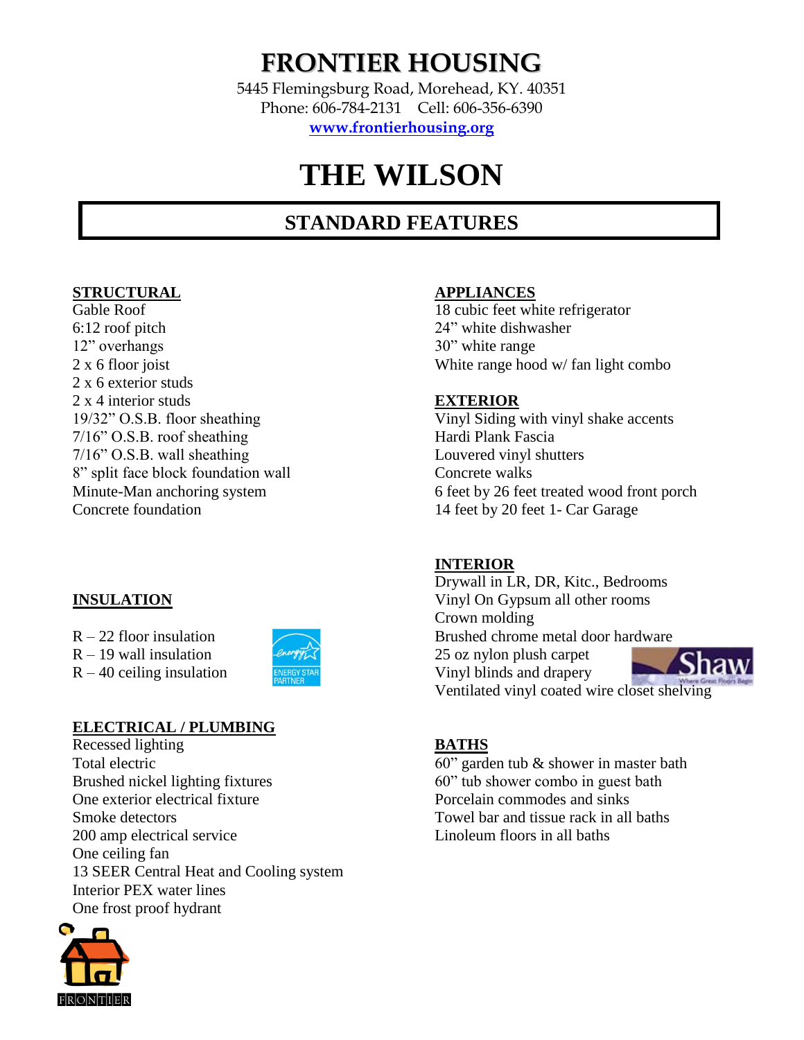# FRONTIER HOUSING

5445 Flemingsburg Road, Morehead, KY. 40351
Phone: 606-784-2131 Cell: 606-356-6390
www.frontierhousing.org

# THE WILSON

## STANDARD FEATURES

**STRUCTURAL**
Gable Roof
6:12 roof pitch
12" overhangs
2 x 6 floor joist
2 x 6 exterior studs
2 x 4 interior studs
19/32" O.S.B. floor sheathing
7/16" O.S.B. roof sheathing
7/16" O.S.B. wall sheathing
8" split face block foundation wall
Minute-Man anchoring system
Concrete foundation

**INSULATION**
R – 22 floor insulation
R – 19 wall insulation
R – 40 ceiling insulation

**ELECTRICAL / PLUMBING**
Recessed lighting
Total electric
Brushed nickel lighting fixtures
One exterior electrical fixture
Smoke detectors
200 amp electrical service
One ceiling fan
13 SEER Central Heat and Cooling system
Interior PEX water lines
One frost proof hydrant

**APPLIANCES**
18 cubic feet white refrigerator
24" white dishwasher
30" white range
White range hood w/ fan light combo

**EXTERIOR**
Vinyl Siding with vinyl shake accents
Hardi Plank Fascia
Louvered vinyl shutters
Concrete walks
6 feet by 26 feet treated wood front porch
14 feet by 20 feet 1- Car Garage

**INTERIOR**
Drywall in LR, DR, Kitc., Bedrooms
Vinyl On Gypsum all other rooms
Crown molding
Brushed chrome metal door hardware
25 oz nylon plush carpet
Vinyl blinds and drapery
Ventilated vinyl coated wire closet shelving

**BATHS**
60" garden tub & shower in master bath
60" tub shower combo in guest bath
Porcelain commodes and sinks
Towel bar and tissue rack in all baths
Linoleum floors in all baths